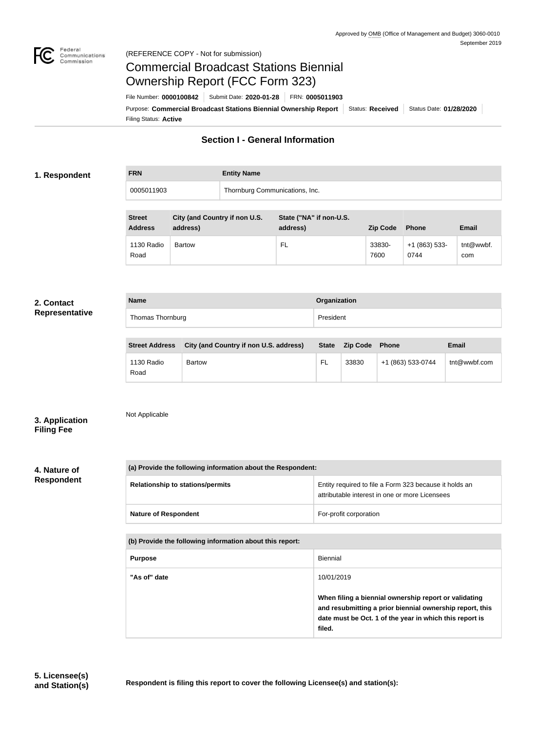Approved by OMB (Office of Management and Budget) 3060-0010
September 2019

(REFERENCE COPY - Not for submission)

# Commercial Broadcast Stations Biennial Ownership Report (FCC Form 323)

File Number: **0000100842** | Submit Date: **2020-01-28** | FRN: **0005011903**

Purpose: **Commercial Broadcast Stations Biennial Ownership Report** | Status: **Received** | Status Date: **01/28/2020**

Filing Status: **Active**

## Section I - General Information

### 1. Respondent

| FRN | Entity Name |
|---|---|
| 0005011903 | Thornburg Communications, Inc. |

| Street Address | City (and Country if non U.S. address) | State ("NA" if non-U.S. address) | Zip Code | Phone | Email |
|---|---|---|---|---|---|
| 1130 Radio Road | Bartow | FL | 33830-7600 | +1 (863) 533-0744 | tnt@wwbf.com |

### 2. Contact Representative

| Name | Organization |
|---|---|
| Thomas Thornburg | President |

| Street Address | City (and Country if non U.S. address) | State | Zip Code | Phone | Email |
|---|---|---|---|---|---|
| 1130 Radio Road | Bartow | FL | 33830 | +1 (863) 533-0744 | tnt@wwbf.com |

### 3. Application Filing Fee

Not Applicable

### 4. Nature of Respondent

| (a) Provide the following information about the Respondent: | |
|---|---|
| Relationship to stations/permits | Entity required to file a Form 323 because it holds an attributable interest in one or more Licensees |
| Nature of Respondent | For-profit corporation |

| (b) Provide the following information about this report: | |
|---|---|
| Purpose | Biennial |
| "As of" date | 10/01/2019<br><br>**When filing a biennial ownership report or validating and resubmitting a prior biennial ownership report, this date must be Oct. 1 of the year in which this report is filed.** |

### 5. Licensee(s) and Station(s)

**Respondent is filing this report to cover the following Licensee(s) and station(s):**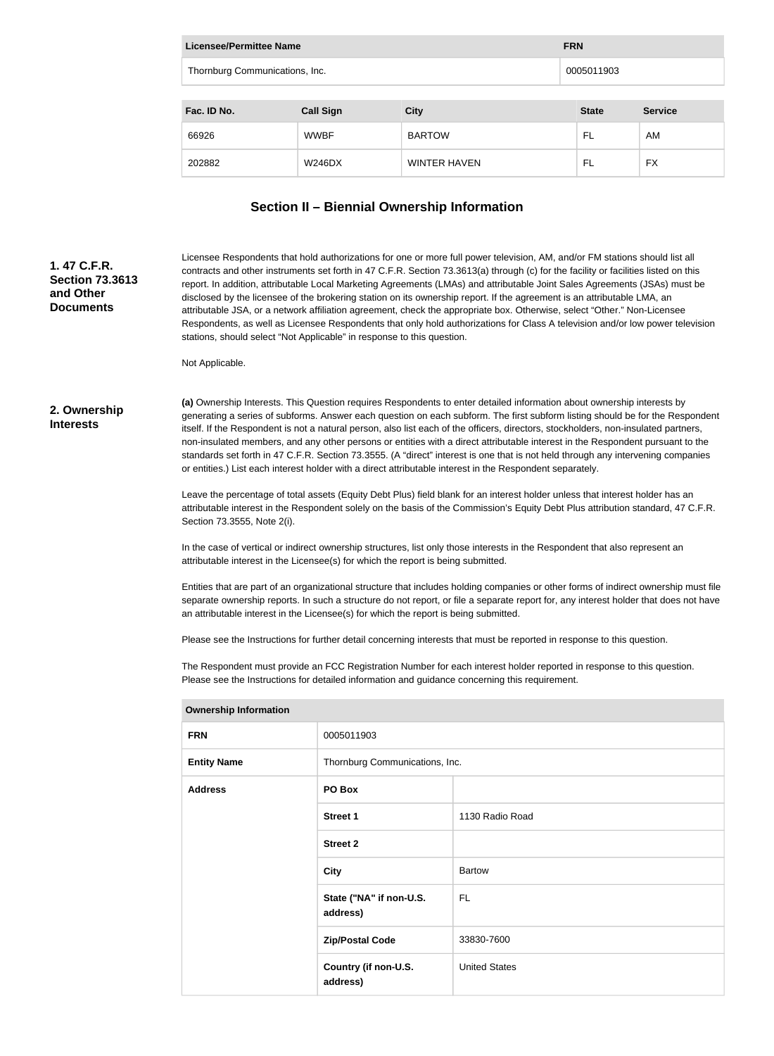| Licensee/Permittee Name | FRN |
| --- | --- |
| Thornburg Communications, Inc. | 0005011903 |

| Fac. ID No. | Call Sign | City | State | Service |
| --- | --- | --- | --- | --- |
| 66926 | WWBF | BARTOW | FL | AM |
| 202882 | W246DX | WINTER HAVEN | FL | FX |

## Section II – Biennial Ownership Information

### 1. 47 C.F.R. Section 73.3613 and Other Documents

Licensee Respondents that hold authorizations for one or more full power television, AM, and/or FM stations should list all contracts and other instruments set forth in 47 C.F.R. Section 73.3613(a) through (c) for the facility or facilities listed on this report. In addition, attributable Local Marketing Agreements (LMAs) and attributable Joint Sales Agreements (JSAs) must be disclosed by the licensee of the brokering station on its ownership report. If the agreement is an attributable LMA, an attributable JSA, or a network affiliation agreement, check the appropriate box. Otherwise, select "Other." Non-Licensee Respondents, as well as Licensee Respondents that only hold authorizations for Class A television and/or low power television stations, should select "Not Applicable" in response to this question.

Not Applicable.

### 2. Ownership Interests

**(a)** Ownership Interests. This Question requires Respondents to enter detailed information about ownership interests by generating a series of subforms. Answer each question on each subform. The first subform listing should be for the Respondent itself. If the Respondent is not a natural person, also list each of the officers, directors, stockholders, non-insulated partners, non-insulated members, and any other persons or entities with a direct attributable interest in the Respondent pursuant to the standards set forth in 47 C.F.R. Section 73.3555. (A "direct" interest is one that is not held through any intervening companies or entities.) List each interest holder with a direct attributable interest in the Respondent separately.

Leave the percentage of total assets (Equity Debt Plus) field blank for an interest holder unless that interest holder has an attributable interest in the Respondent solely on the basis of the Commission's Equity Debt Plus attribution standard, 47 C.F.R. Section 73.3555, Note 2(i).

In the case of vertical or indirect ownership structures, list only those interests in the Respondent that also represent an attributable interest in the Licensee(s) for which the report is being submitted.

Entities that are part of an organizational structure that includes holding companies or other forms of indirect ownership must file separate ownership reports. In such a structure do not report, or file a separate report for, any interest holder that does not have an attributable interest in the Licensee(s) for which the report is being submitted.

Please see the Instructions for further detail concerning interests that must be reported in response to this question.

The Respondent must provide an FCC Registration Number for each interest holder reported in response to this question. Please see the Instructions for detailed information and guidance concerning this requirement.

| Ownership Information | | |
| --- | --- | --- |
| **FRN** | 0005011903 | |
| **Entity Name** | Thornburg Communications, Inc. | |
| **Address** | **PO Box** | |
| | **Street 1** | 1130 Radio Road |
| | **Street 2** | |
| | **City** | Bartow |
| | **State ("NA" if non-U.S. address)** | FL |
| | **Zip/Postal Code** | 33830-7600 |
| | **Country (if non-U.S. address)** | United States |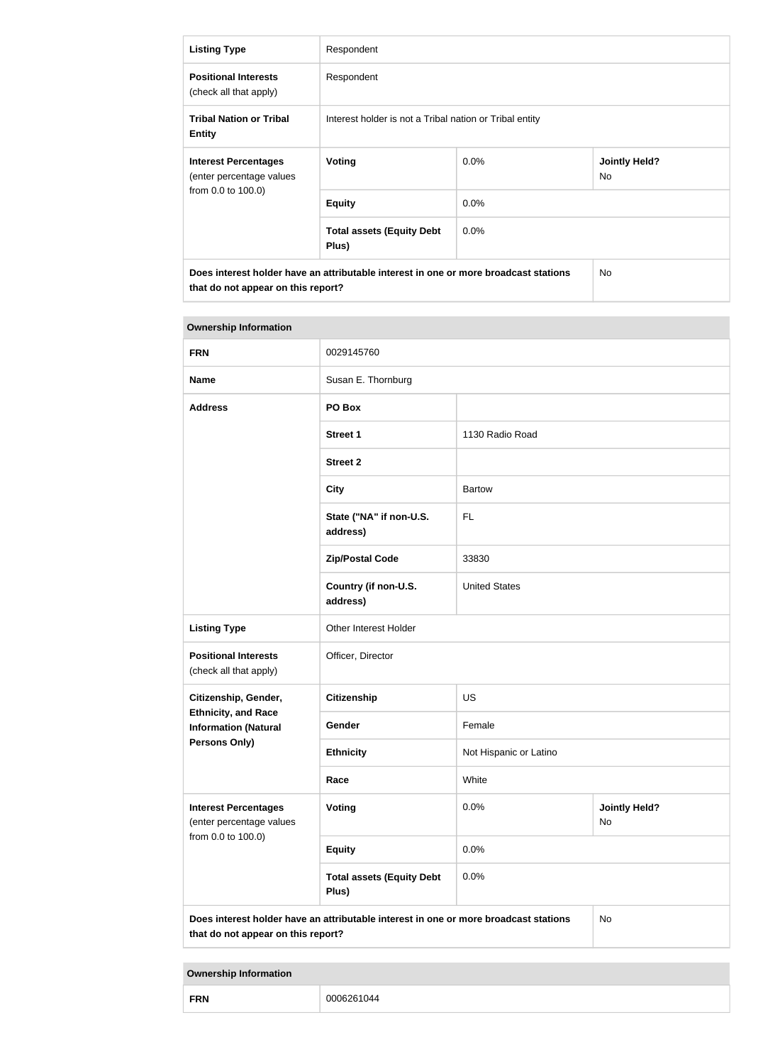| Listing Type | Respondent | | |
|---|---|---|---|
| **Positional Interests** (check all that apply) | Respondent | | |
| **Tribal Nation or Tribal Entity** | Interest holder is not a Tribal nation or Tribal entity | | |
| **Interest Percentages** (enter percentage values from 0.0 to 100.0) | **Voting** | 0.0% | **Jointly Held?** No |
| | **Equity** | 0.0% | |
| | **Total assets (Equity Debt Plus)** | 0.0% | |
| **Does interest holder have an attributable interest in one or more broadcast stations that do not appear on this report?** | | | No |

| Ownership Information | | | |
|---|---|---|---|
| **FRN** | 0029145760 | | |
| **Name** | Susan E. Thornburg | | |
| **Address** | **PO Box** | | |
| | **Street 1** | 1130 Radio Road | |
| | **Street 2** | | |
| | **City** | Bartow | |
| | **State ("NA" if non-U.S. address)** | FL | |
| | **Zip/Postal Code** | 33830 | |
| | **Country (if non-U.S. address)** | United States | |
| **Listing Type** | Other Interest Holder | | |
| **Positional Interests** (check all that apply) | Officer, Director | | |
| **Citizenship, Gender, Ethnicity, and Race Information (Natural Persons Only)** | **Citizenship** | US | |
| | **Gender** | Female | |
| | **Ethnicity** | Not Hispanic or Latino | |
| | **Race** | White | |
| **Interest Percentages** (enter percentage values from 0.0 to 100.0) | **Voting** | 0.0% | **Jointly Held?** No |
| | **Equity** | 0.0% | |
| | **Total assets (Equity Debt Plus)** | 0.0% | |
| **Does interest holder have an attributable interest in one or more broadcast stations that do not appear on this report?** | | | No |

| Ownership Information | |
|---|---|
| **FRN** | 0006261044 |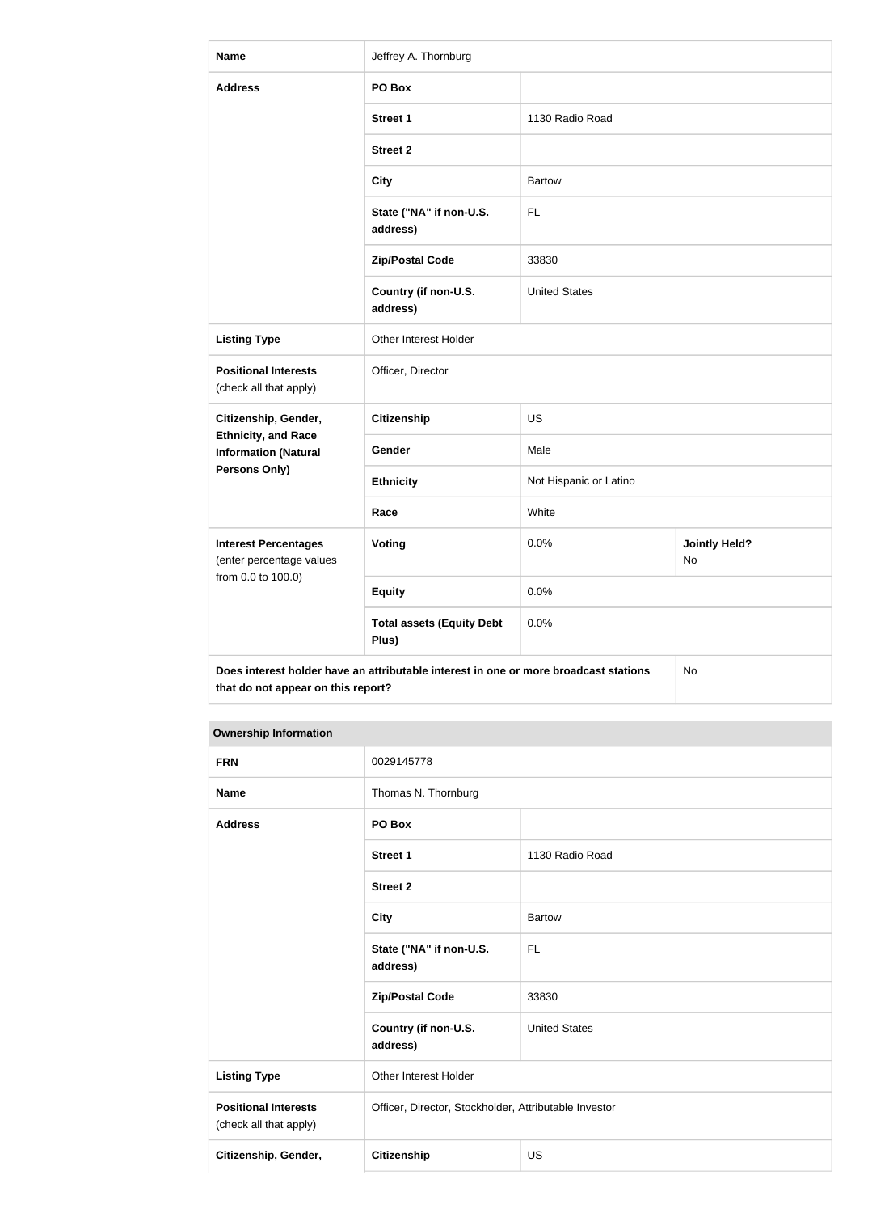| Name | Jeffrey A. Thornburg | | |
|---|---|---|---|
| **Address** | **PO Box** | | |
| | **Street 1** | 1130 Radio Road | |
| | **Street 2** | | |
| | **City** | Bartow | |
| | **State ("NA" if non-U.S. address)** | FL | |
| | **Zip/Postal Code** | 33830 | |
| | **Country (if non-U.S. address)** | United States | |
| **Listing Type** | Other Interest Holder | | |
| **Positional Interests** (check all that apply) | Officer, Director | | |
| **Citizenship, Gender, Ethnicity, and Race Information (Natural Persons Only)** | **Citizenship** | US | |
| | **Gender** | Male | |
| | **Ethnicity** | Not Hispanic or Latino | |
| | **Race** | White | |
| **Interest Percentages** (enter percentage values from 0.0 to 100.0) | **Voting** | 0.0% | **Jointly Held?** No |
| | **Equity** | 0.0% | |
| | **Total assets (Equity Debt Plus)** | 0.0% | |
| **Does interest holder have an attributable interest in one or more broadcast stations that do not appear on this report?** | | | No |

| Ownership Information | | |
|---|---|---|
| **FRN** | 0029145778 | |
| **Name** | Thomas N. Thornburg | |
| **Address** | **PO Box** | |
| | **Street 1** | 1130 Radio Road |
| | **Street 2** | |
| | **City** | Bartow |
| | **State ("NA" if non-U.S. address)** | FL |
| | **Zip/Postal Code** | 33830 |
| | **Country (if non-U.S. address)** | United States |
| **Listing Type** | Other Interest Holder | |
| **Positional Interests** (check all that apply) | Officer, Director, Stockholder, Attributable Investor | |
| **Citizenship, Gender,** | **Citizenship** | US |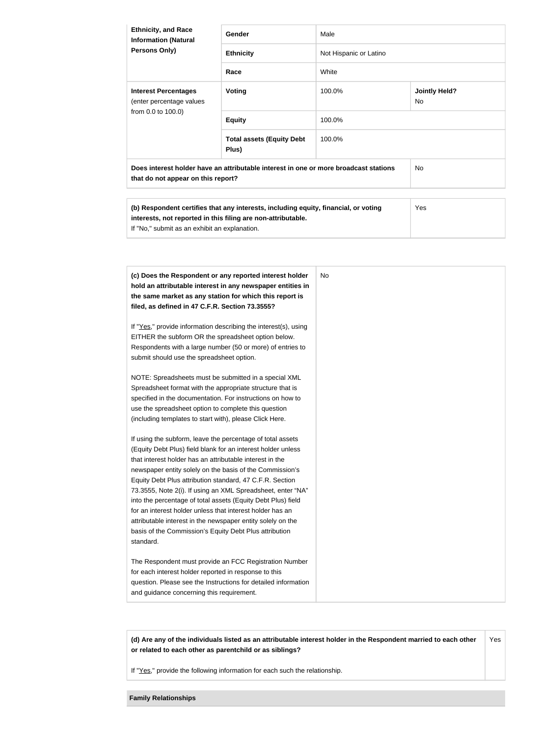| | | | |
|---|---|---|---|
| **Ethnicity, and Race Information (Natural Persons Only)** | **Gender** | Male | |
| | **Ethnicity** | Not Hispanic or Latino | |
| | **Race** | White | |
| **Interest Percentages** (enter percentage values from 0.0 to 100.0) | **Voting** | 100.0% | **Jointly Held?** No |
| | **Equity** | 100.0% | |
| | **Total assets (Equity Debt Plus)** | 100.0% | |
| **Does interest holder have an attributable interest in one or more broadcast stations that do not appear on this report?** | | | No |

| | |
|---|---|
| **(b) Respondent certifies that any interests, including equity, financial, or voting interests, not reported in this filing are non-attributable.** If "No," submit as an exhibit an explanation. | Yes |

| | |
|---|---|
| **(c) Does the Respondent or any reported interest holder hold an attributable interest in any newspaper entities in the same market as any station for which this report is filed, as defined in 47 C.F.R. Section 73.3555?**<br><br>If "Yes," provide information describing the interest(s), using EITHER the subform OR the spreadsheet option below. Respondents with a large number (50 or more) of entries to submit should use the spreadsheet option.<br><br>NOTE: Spreadsheets must be submitted in a special XML Spreadsheet format with the appropriate structure that is specified in the documentation. For instructions on how to use the spreadsheet option to complete this question (including templates to start with), please Click Here.<br><br>If using the subform, leave the percentage of total assets (Equity Debt Plus) field blank for an interest holder unless that interest holder has an attributable interest in the newspaper entity solely on the basis of the Commission's Equity Debt Plus attribution standard, 47 C.F.R. Section 73.3555, Note 2(i). If using an XML Spreadsheet, enter "NA" into the percentage of total assets (Equity Debt Plus) field for an interest holder unless that interest holder has an attributable interest in the newspaper entity solely on the basis of the Commission's Equity Debt Plus attribution standard.<br><br>The Respondent must provide an FCC Registration Number for each interest holder reported in response to this question. Please see the Instructions for detailed information and guidance concerning this requirement. | No |

| | |
|---|---|
| **(d) Are any of the individuals listed as an attributable interest holder in the Respondent married to each other or related to each other as parentchild or as siblings?**<br><br>If "Yes," provide the following information for each such the relationship. | Yes |

**Family Relationships**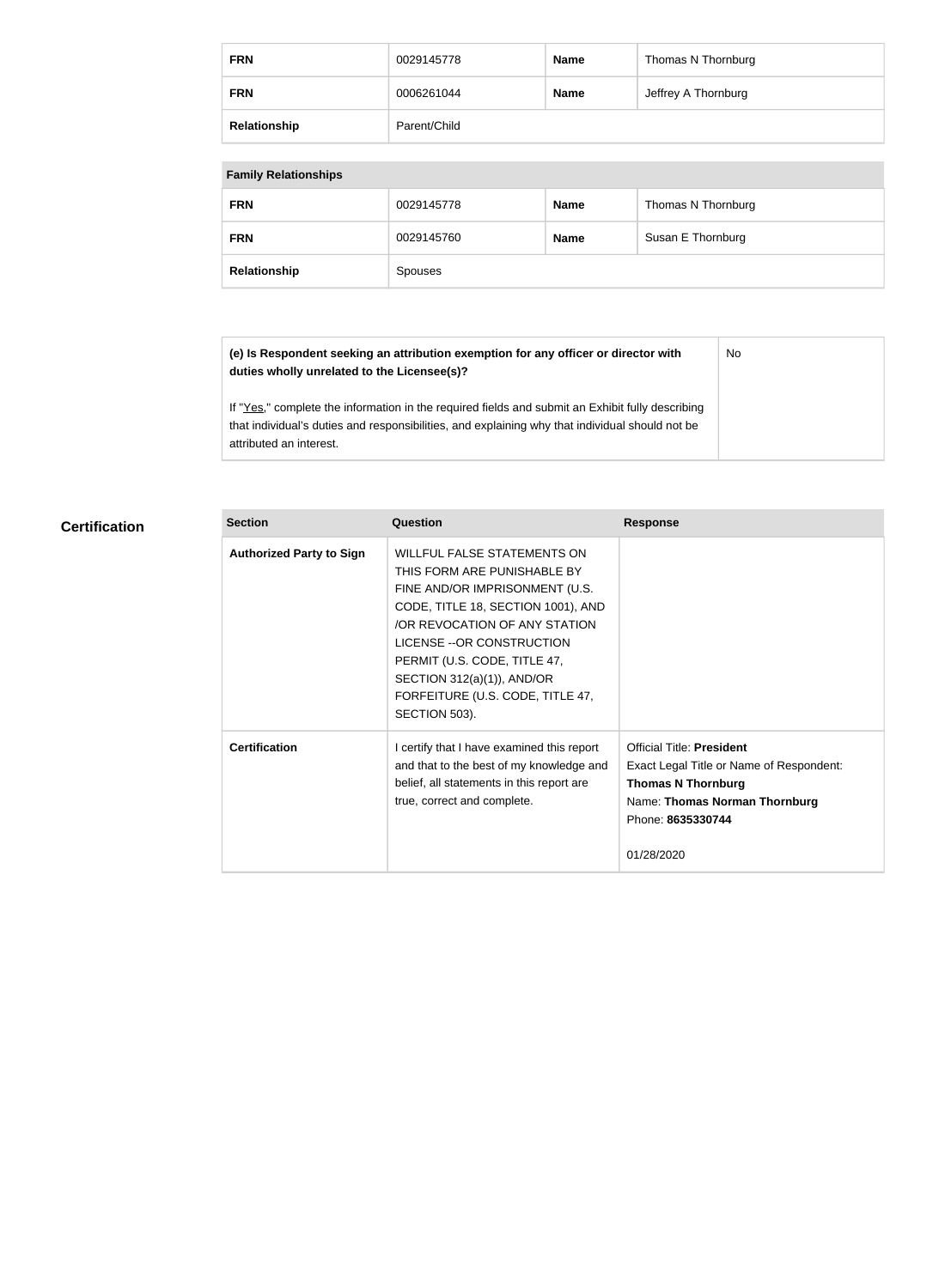| | | | |
|---|---|---|---|
| **FRN** | 0029145778 | **Name** | Thomas N Thornburg |
| **FRN** | 0006261044 | **Name** | Jeffrey A Thornburg |
| **Relationship** | Parent/Child | | |

| **Family Relationships** | | | |
|---|---|---|---|
| **FRN** | 0029145778 | **Name** | Thomas N Thornburg |
| **FRN** | 0029145760 | **Name** | Susan E Thornburg |
| **Relationship** | Spouses | | |

| | |
|---|---|
| **(e) Is Respondent seeking an attribution exemption for any officer or director with duties wholly unrelated to the Licensee(s)?**<br><br>If "Yes," complete the information in the required fields and submit an Exhibit fully describing that individual's duties and responsibilities, and explaining why that individual should not be attributed an interest. | No |

## Certification

| Section | Question | Response |
|---|---|---|
| **Authorized Party to Sign** | WILLFUL FALSE STATEMENTS ON THIS FORM ARE PUNISHABLE BY FINE AND/OR IMPRISONMENT (U.S. CODE, TITLE 18, SECTION 1001), AND /OR REVOCATION OF ANY STATION LICENSE --OR CONSTRUCTION PERMIT (U.S. CODE, TITLE 47, SECTION 312(a)(1)), AND/OR FORFEITURE (U.S. CODE, TITLE 47, SECTION 503). | |
| **Certification** | I certify that I have examined this report and that to the best of my knowledge and belief, all statements in this report are true, correct and complete. | Official Title: **President**<br>Exact Legal Title or Name of Respondent: **Thomas N Thornburg**<br>Name: **Thomas Norman Thornburg**<br>Phone: **8635330744**<br><br>01/28/2020 |